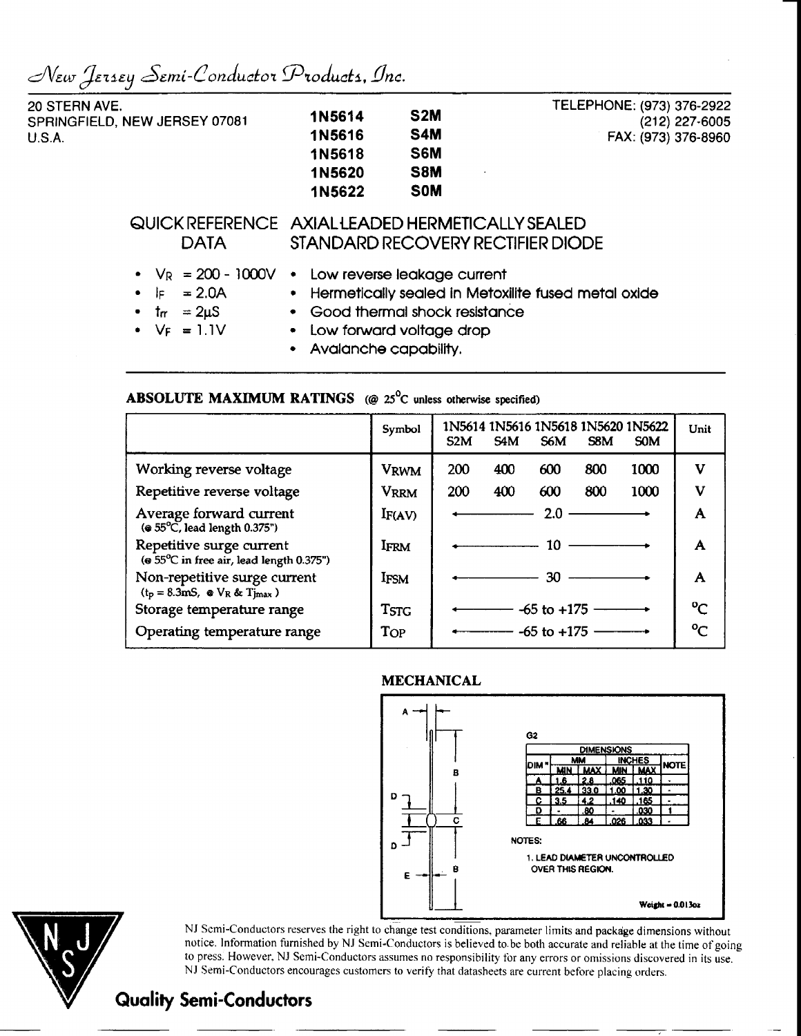*New Jersey Semi-Conductor Products, Inc.*

20 STERN AVE.
SPRINGFIELD, NEW JERSEY 07081
U.S.A.

TELEPHONE: (973) 376-2922
(212) 227-6005
FAX: (973) 376-8960

**1N5614 S2M**
**1N5616 S4M**
**1N5618 S6M**
**1N5620 S8M**
**1N5622 S0M**

## QUICK REFERENCE DATA — AXIAL LEADED HERMETICALLY SEALED STANDARD RECOVERY RECTIFIER DIODE

- $V_R$ = 200 - 1000V
- $I_F$ = 2.0A
- $t_{rr}$ = 2µS
- $V_F$ = 1.1V

- Low reverse leakage current
- Hermetically sealed in Metoxilite fused metal oxide
- Good thermal shock resistance
- Low forward voltage drop
- Avalanche capability.

## ABSOLUTE MAXIMUM RATINGS (@ 25°C unless otherwise specified)

| | Symbol | 1N5614 S2M | 1N5616 S4M | 1N5618 S6M | 1N5620 S8M | 1N5622 S0M | Unit |
|---|---|---|---|---|---|---|---|
| Working reverse voltage | $V_{RWM}$ | 200 | 400 | 600 | 800 | 1000 | V |
| Repetitive reverse voltage | $V_{RRM}$ | 200 | 400 | 600 | 800 | 1000 | V |
| Average forward current (@ 55°C, lead length 0.375") | $I_{F(AV)}$ | ← | | 2.0 | | → | A |
| Repetitive surge current (@ 55°C in free air, lead length 0.375") | $I_{FRM}$ | ← | | 10 | | → | A |
| Non-repetitive surge current ($t_p$ = 8.3mS, @ $V_R$ & $T_{jmax}$) | $I_{FSM}$ | ← | | 30 | | → | A |
| Storage temperature range | $T_{STG}$ | ← | | -65 to +175 | | → | °C |
| Operating temperature range | $T_{OP}$ | ← | | -65 to +175 | | → | °C |

## MECHANICAL

G2

| DIM | MM MIN | MM MAX | INCHES MIN | INCHES MAX | NOTE |
|---|---|---|---|---|---|
| A | 1.6 | 2.8 | .065 | .110 | - |
| B | 25.4 | 33.0 | 1.00 | 1.30 | - |
| C | 3.5 | 4.2 | .140 | .165 | - |
| D | - | .80 | - | .030 | 1 |
| E | .66 | .84 | .026 | .033 | - |

NOTES:

1. LEAD DIAMETER UNCONTROLLED OVER THIS REGION.

Weight = 0.013oz

NJ Semi-Conductors reserves the right to change test conditions, parameter limits and package dimensions without notice. Information furnished by NJ Semi-Conductors is believed to be both accurate and reliable at the time of going to press. However, NJ Semi-Conductors assumes no responsibility for any errors or omissions discovered in its use. NJ Semi-Conductors encourages customers to verify that datasheets are current before placing orders.

**Quality Semi-Conductors**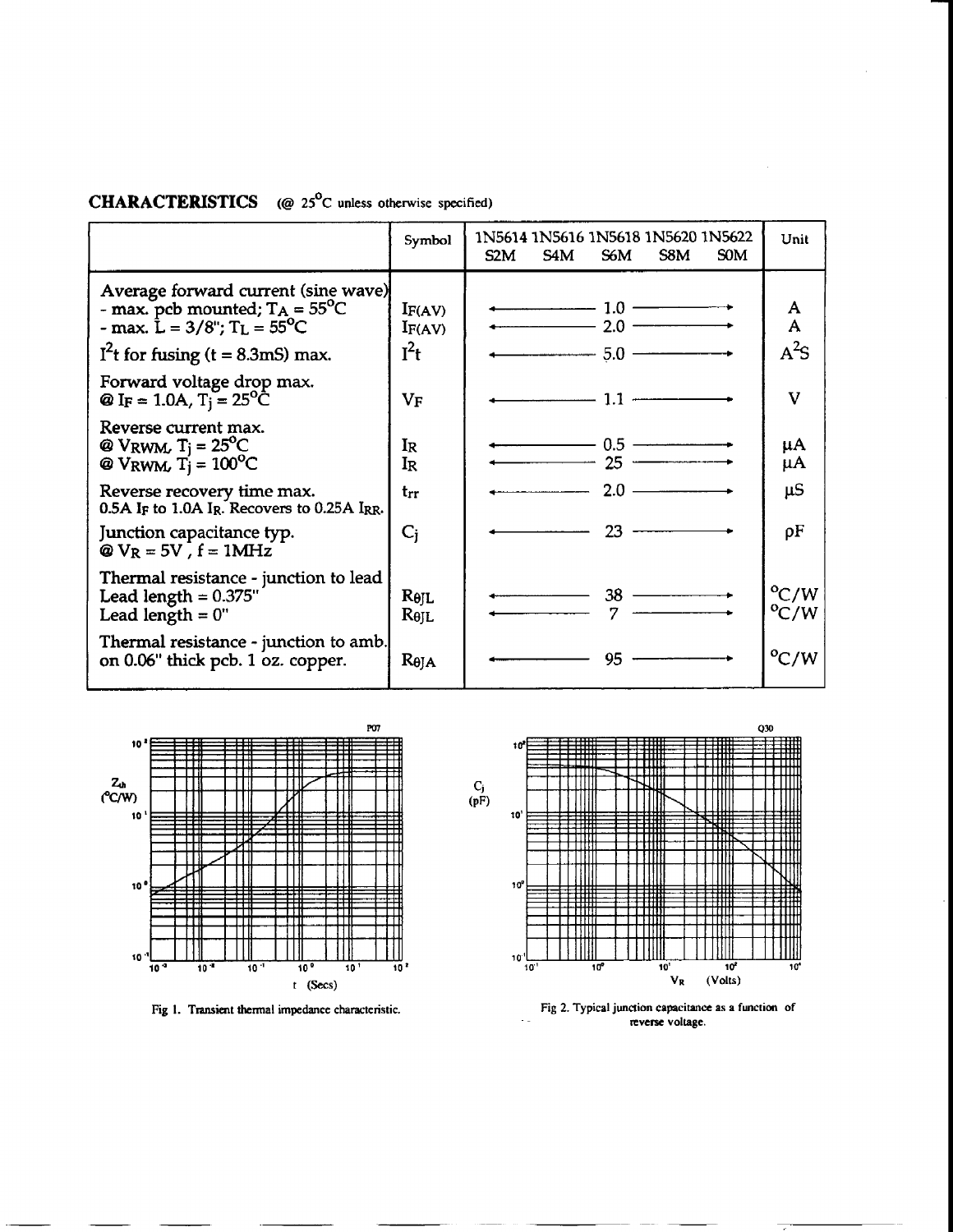## CHARACTERISTICS (@ 25°C unless otherwise specified)

| | Symbol | 1N5614 S2M | 1N5616 S4M | 1N5618 S6M | 1N5620 S8M | 1N5622 S0M | Unit |
|---|---|---|---|---|---|---|---|
| Average forward current (sine wave) - max. pcb mounted; $T_A = 55^oC$ | $I_{F(AV)}$ | | | 1.0 | | | A |
| - max. L = 3/8"; $T_L = 55^oC$ | $I_{F(AV)}$ | | | 2.0 | | | A |
| $I^2t$ for fusing (t = 8.3mS) max. | $I^2t$ | | | 5.0 | | | $A^2S$ |
| Forward voltage drop max. @ $I_F = 1.0A$, $T_j = 25^oC$ | $V_F$ | | | 1.1 | | | V |
| Reverse current max. @ $V_{RWM}$, $T_j = 25^oC$ | $I_R$ | | | 0.5 | | | μA |
| @ $V_{RWM}$, $T_j = 100^oC$ | $I_R$ | | | 25 | | | μA |
| Reverse recovery time max. 0.5A $I_F$ to 1.0A $I_R$. Recovers to 0.25A $I_{RR}$. | $t_{rr}$ | | | 2.0 | | | μS |
| Junction capacitance typ. @ $V_R = 5V$, f = 1MHz | $C_j$ | | | 23 | | | pF |
| Thermal resistance - junction to lead Lead length = 0.375" | $R_{\theta JL}$ | | | 38 | | | °C/W |
| Lead length = 0" | $R_{\theta JL}$ | | | 7 | | | °C/W |
| Thermal resistance - junction to amb. on 0.06" thick pcb. 1 oz. copper. | $R_{\theta JA}$ | | | 95 | | | °C/W |

P07

$10^2$
$Z_{th}$ (°C/W)
$10^1$
$10^0$
$10^{-1}$
$10^{-3}$ $10^{-2}$ $10^{-1}$ $10^0$ $10^1$ $10^2$
t (Secs)

Fig 1. Transient thermal impedance characteristic.

Q30

$10^2$
$C_j$ (pF)
$10^1$
$10^0$
$10^{-1}$
$10^{-1}$ $10^0$ $10^1$ $10^2$ $10^3$
$V_R$ (Volts)

Fig 2. Typical junction capacitance as a function of reverse voltage.